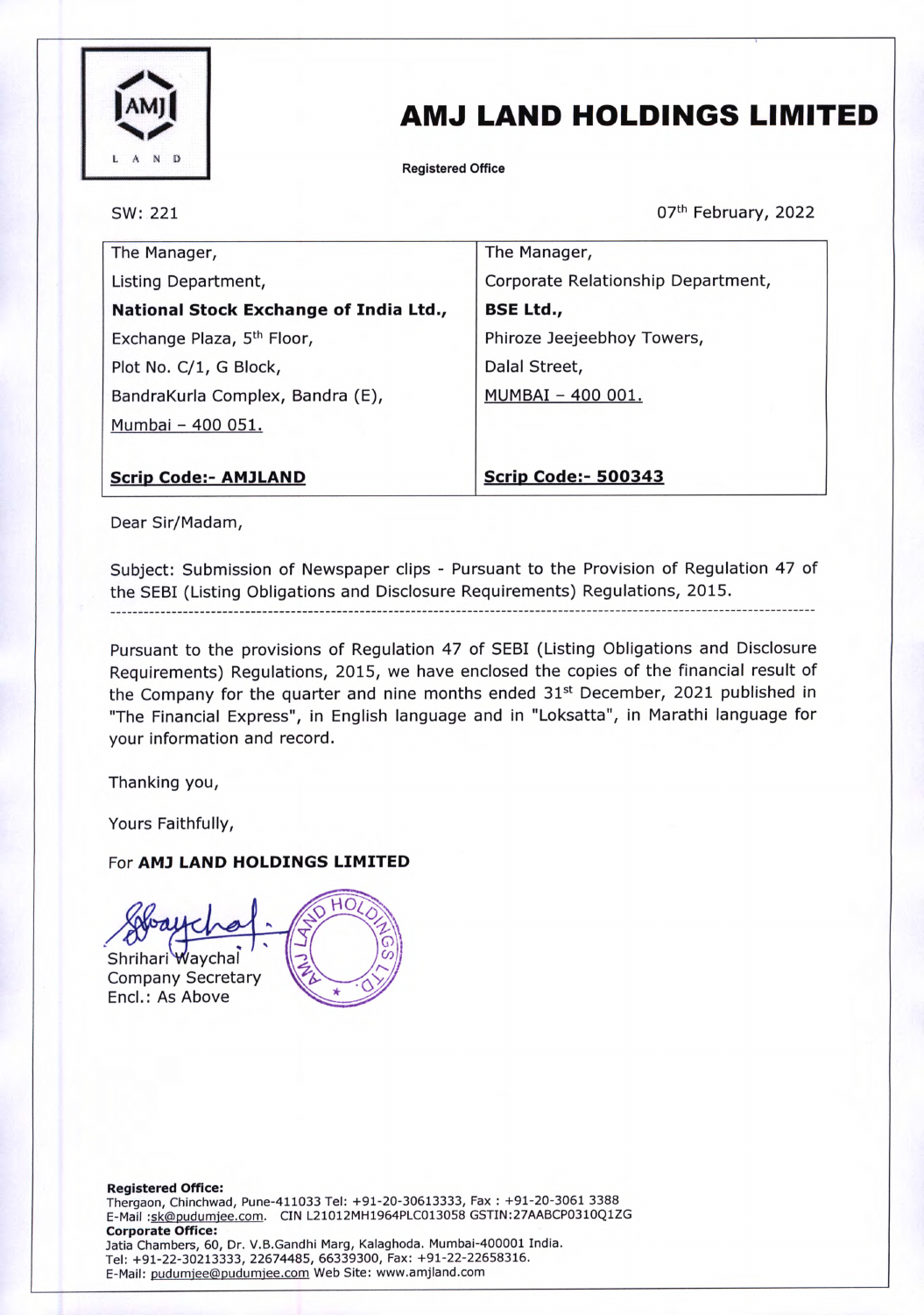# AMJ LAND HOLDINGS LIMITED

Registered Office

SW: 221

07[th] February, 2022

| The Manager, | The Manager, |
|---|---|
| Listing Department, | Corporate Relationship Department, |
| **National Stock Exchange of India Ltd.,** | **BSE Ltd.,** |
| Exchange Plaza, 5[th] Floor, | Phiroze Jeejeebhoy Towers, |
| Plot No. C/1, G Block, | Dalal Street, |
| BandraKurla Complex, Bandra (E), | MUMBAI – 400 001. |
| Mumbai – 400 051. | |
| **Scrip Code:- AMJLAND** | **Scrip Code:- 500343** |

Dear Sir/Madam,

Subject: Submission of Newspaper clips - Pursuant to the Provision of Regulation 47 of the SEBI (Listing Obligations and Disclosure Requirements) Regulations, 2015.

---

Pursuant to the provisions of Regulation 47 of SEBI (Listing Obligations and Disclosure Requirements) Regulations, 2015, we have enclosed the copies of the financial result of the Company for the quarter and nine months ended 31[st] December, 2021 published in "The Financial Express", in English language and in "Loksatta", in Marathi language for your information and record.

Thanking you,

Yours Faithfully,

For **AMJ LAND HOLDINGS LIMITED**

Shrihari Waychal
Company Secretary
Encl.: As Above

**Registered Office:**
Thergaon, Chinchwad, Pune-411033 Tel: +91-20-30613333, Fax : +91-20-3061 3388
E-Mail :sk@pudumjee.com. CIN L21012MH1964PLC013058 GSTIN:27AABCP0310Q1ZG
**Corporate Office:**
Jatia Chambers, 60, Dr. V.B.Gandhi Marg, Kalaghoda. Mumbai-400001 India.
Tel: +91-22-30213333, 22674485, 66339300, Fax: +91-22-22658316.
E-Mail: pudumjee@pudumjee.com Web Site: www.amjland.com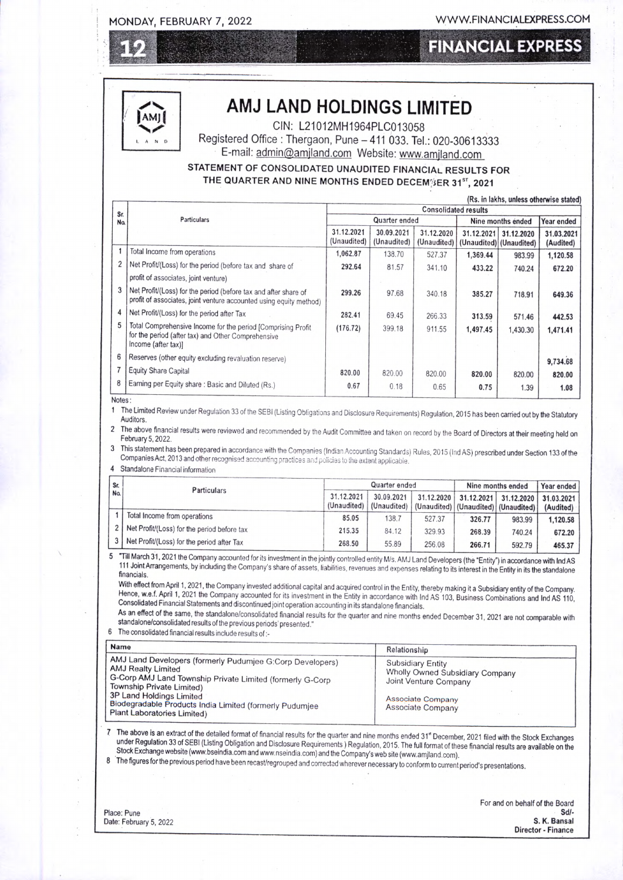# AMJ LAND HOLDINGS LIMITED

CIN: L21012MH1964PLC013058

Registered Office : Thergaon, Pune – 411 033. Tel.: 020-30613333

E-mail: admin@amjland.com Website: www.amjland.com

## STATEMENT OF CONSOLIDATED UNAUDITED FINANCIAL RESULTS FOR THE QUARTER AND NINE MONTHS ENDED DECEMBER 31[ST], 2021

(Rs. in lakhs, unless otherwise stated)

| Sr. No. | Particulars | Consolidated results | | | | | |
|---|---|---|---|---|---|---|---|
| | | Quarter ended | | | Nine months ended | | Year ended |
| | | 31.12.2021 (Unaudited) | 30.09.2021 (Unaudited) | 31.12.2020 (Unaudited) | 31.12.2021 (Unaudited) | 31.12.2020 (Unaudited) | 31.03.2021 (Audited) |
| 1 | Total Income from operations | 1,062.87 | 138.70 | 527.37 | 1,369.44 | 983.99 | 1,120.58 |
| 2 | Net Profit/(Loss) for the period (before tax and share of profit of associates, joint venture) | 292.64 | 81.57 | 341.10 | 433.22 | 740.24 | 672.20 |
| 3 | Net Profit/(Loss) for the period (before tax and after share of profit of associates, joint venture accounted using equity method) | 299.26 | 97.68 | 340.18 | 385.27 | 718.91 | 649.36 |
| 4 | Net Profit/(Loss) for the period after Tax | 282.41 | 69.45 | 266.33 | 313.59 | 571.46 | 442.53 |
| 5 | Total Comprehensive Income for the period [Comprising Profit for the period (after tax) and Other Comprehensive Income (after tax)] | (176.72) | 399.18 | 911.55 | 1,497.45 | 1,430.30 | 1,471.41 |
| 6 | Reserves (other equity excluding revaluation reserve) | | | | | | 9,734.68 |
| 7 | Equity Share Capital | 820.00 | 820.00 | 820.00 | 820.00 | 820.00 | 820.00 |
| 8 | Earning per Equity share : Basic and Diluted (Rs.) | 0.67 | 0.18 | 0.65 | 0.75 | 1.39 | 1.08 |

Notes :

1. The Limited Review under Regulation 33 of the SEBI (Listing Obligations and Disclosure Requirements) Regulation, 2015 has been carried out by the Statutory Auditors.
2. The above financial results were reviewed and recommended by the Audit Committee and taken on record by the Board of Directors at their meeting held on February 5, 2022.
3. This statement has been prepared in accordance with the Companies (Indian Accounting Standards) Rules, 2015 (Ind AS) prescribed under Section 133 of the Companies Act, 2013 and other recognised accounting practices and policies to the extent applicable.
4. Standalone Financial information

| Sr. No. | Particulars | Quarter ended | | | Nine months ended | | Year ended |
|---|---|---|---|---|---|---|---|
| | | 31.12.2021 (Unaudited) | 30.09.2021 (Unaudited) | 31.12.2020 (Unaudited) | 31.12.2021 (Unaudited) | 31.12.2020 (Unaudited) | 31.03.2021 (Audited) |
| 1 | Total Income from operations | 85.05 | 138.7 | 527.37 | 326.77 | 983.99 | 1,120.58 |
| 2 | Net Profit/(Loss) for the period before tax | 215.35 | 84.12 | 329.93 | 268.39 | 740.24 | 672.20 |
| 3 | Net Profit/(Loss) for the period after Tax | 268.50 | 55.89 | 256.08 | 266.71 | 592.79 | 465.37 |

5. "Till March 31, 2021 the Company accounted for its investment in the jointly controlled entity M/s. AMJ Land Developers (the "Entity") in accordance with Ind AS 111 Joint Arrangements, by including the Company's share of assets, liabilities, revenues and expenses relating to its interest in the Entity in its the standalone financials.

   With effect from April 1, 2021, the Company invested additional capital and acquired control in the Entity, thereby making it a Subsidiary entity of the Company. Hence, w.e.f. April 1, 2021 the Company accounted for its investment in the Entity in accordance with Ind AS 103, Business Combinations and Ind AS 110, Consolidated Financial Statements and discontinued joint operation accounting in its standalone financials.

   As an effect of the same, the standalone/consolidated financial results for the quarter and nine months ended December 31, 2021 are not comparable with standalone/consolidated results of the previous periods' presented."

6. The consolidated financial results include results of :-

| Name | Relationship |
|---|---|
| AMJ Land Developers (formerly Pudumjee G:Corp Developers) | Subsidiary Entity |
| AMJ Realty Limited | Wholly Owned Subsidiary Company |
| G-Corp AMJ Land Township Private Limited (formerly G-Corp Township Private Limited) | Joint Venture Company |
| 3P Land Holdings Limited | Associate Company |
| Biodegradable Products India Limited (formerly Pudumjee Plant Laboratories Limited) | Associate Company |

7. The above is an extract of the detailed format of financial results for the quarter and nine months ended 31[st] December, 2021 filed with the Stock Exchanges under Regulation 33 of SEBI (Listing Obligation and Disclosure Requirements ) Regulation, 2015. The full format of these financial results are available on the Stock Exchange website (www.bseindia.com and www.nseindia.com) and the Company's web site (www.amjland.com).
8. The figures for the previous period have been recast/regrouped and corrected wherever necessary to conform to current period's presentations.

Place: Pune

Date: February 5, 2022

For and on behalf of the Board

Sd/-

S. K. Bansal

Director - Finance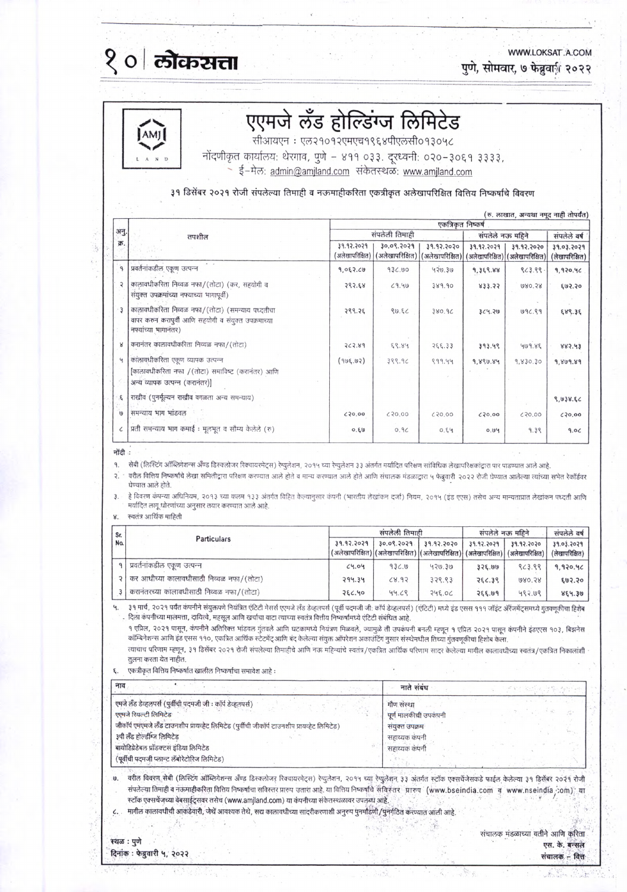# एएमजे लँड होल्डिंग्ज लिमिटेड

सीआयएन : एल२१०१२एमएच१९६४पीएलसी०१३०५८

नोंदणीकृत कार्यालय: थेरगाव, पुणे - ४११ ०३३. दूरध्वनी: ०२०-३०६१ ३३३३,

ई-मेल: admin@amjland.com संकेतस्थळ: www.amjland.com

## ३१ डिसेंबर २०२१ रोजी संपलेल्या तिमाही व नऊमाहीकरिता एकत्रीकृत अलेखापरिक्षित वित्तिय निष्कर्षांचे विवरण

(रु. लाखात, अन्यथा नमूद नाही तोपर्यंत)

| अनु. क्र. | तपशील | एकत्रिकृत निष्कर्ष | | | | | |
|---|---|---|---|---|---|---|---|
| | | संपलेली तिमाही | | | संपलेले नऊ महिने | | संपलेले वर्ष |
| | | ३१.१२.२०२१ (अलेखापरिक्षित) | ३०.०९.२०२१ (अलेखापरिक्षित) | ३१.१२.२०२० (अलेखापरिक्षित) | ३१.१२.२०२१ (अलेखापरिक्षित) | ३१.१२.२०२० (अलेखापरिक्षित) | ३१.०३.२०२१ (लेखापरिक्षित) |
| १ | प्रवर्तनांकडील एकूण उत्पन्न | १,०६२.८७ | १३८.७० | ५२७.३७ | १,३६९.४४ | ९८३.९९ | १,१२०.५८ |
| २ | कालावधीकरिता निव्वळ नफा/(तोटा) (कर, सहयोगी व संयुक्त उपक्रमांच्या नफ्याच्या भागापूर्वी) | २९२.६४ | ८१.५७ | ३४१.१० | ४३३.२२ | ७४०.२४ | ६७२.२० |
| ३ | कालावधीकरिता निव्वळ नफा/(तोटा) (समन्याय पध्दतीचा वापर करुन करापुर्वी आणि सहयोगी व संयुक्त उपक्रमाच्या नफ्यांच्या भागानंतर) | २९९.२६ | ९७.६८ | ३४०.१८ | ३८५.२७ | ७१८.९१ | ६४९.३६ |
| ४ | करानंतर कालावधीकरिता निव्वळ नफा/(तोटा) | २८३.४१ | ६९.४५ | २६६.३३ | ३१३.५९ | ५०१.४६ | ४४२.५३ |
| ५ | कालावधीकरिता एकूण व्यापक उत्पन्न [कालावधीकरिता नफा /(तोटा) समाविष्ट (करानंतर) आणि अन्य व्यापक उत्पन्न (करानंतर)] | (१७६.७२) | ३११.१८ | ९११.५५ | १,४९७.४५ | १,४३०.३० | १,४७१.४१ |
| ६ | राखीव (पुनर्मूल्यन राखीव वगळता अन्य समन्याय) | | | | | | ९,७३४.६८ |
| ७ | समन्याय भाग भांडवल | ८२०.०० | ८२०.०० | ८२०.०० | ८२०.०० | ८२०.०० | ८२०.०० |
| ८ | प्रती समन्याय भाग कमाई : मूलभूत व सौम्य केलेले (रु) | ०.६७ | ०.१८ | ०.६५ | ०.७५ | १.३९ | १.०८ |

**नोंदी :**

१. सेबी (लिस्टिंग ऑब्लिगेशन्स अँण्ड डिस्क्लोजर रिक्वायरमेंट्स) रेग्युलेशन, २०१५ च्या रेग्युलेशन ३३ अंतर्गत मर्यादित परिक्षण सांविधिक लेखापरिक्षकांद्वारा पार पाडण्यात आले आहे.

२. वरील वित्तिय निष्कर्षांचे लेखा समितीद्वारा परिक्षण करण्यात आले होते व मान्य करण्यात आले होते आणि संचालक मंडळाद्वारा ५ फेब्रुवारी २०२२ रोजी घेण्यात आलेल्या त्यांच्या सभेत रेकॉर्डवर घेण्यात आले होते.

३. हे विवरण कंपन्या अधिनियम, २०१३ च्या कलम १३३ अंतर्गत विहित केल्यानुसार कंपनी (भारतीय लेखांकन दर्जा) नियम, २०१५ (इंड एएस) तसेच अन्य मान्यताप्राप्त लेखांकन पध्दती आणि मर्यादित लागू धोरणांच्या अनुसार तयार करण्यात आले आहे.

४. स्वतंत्र आर्थिक माहिती

| Sr. No. | Particulars | संपलेली तिमाही | | | संपलेले नऊ महिने | | संपलेले वर्ष |
|---|---|---|---|---|---|---|---|
| | | ३१.१२.२०२१ (अलेखापरिक्षित) | ३०.०९.२०२१ (अलेखापरिक्षित) | ३१.१२.२०२० (अलेखापरिक्षित) | ३१.१२.२०२१ (अलेखापरिक्षित) | ३१.१२.२०२० (अलेखापरिक्षित) | ३१.०३.२०२१ (लेखापरिक्षित) |
| १ | प्रवर्तनांकडील एकूण उत्पन्न | ८५.०५ | १३८.७ | ५२७.३७ | ३२६.७७ | ९८३.९९ | १,१२०.५८ |
| २ | कर आधीच्या कालावधीसाठी निव्वळ नफा/(तोटा) | २१५.३५ | ८४.१२ | ३२९.९३ | २६८.३९ | ७४०.२४ | ६७२.२० |
| ३ | करानंतरच्या कालावधीसाठी निव्वळ नफा/(तोटा) | २६८.१० | ५५.८९ | २५६.०८ | २६६.७१ | ५१२.७१ | ४६५.३७ |

५. ३१ मार्च, २०२१ पर्यंत कंपनीने संयुक्तपणे नियंत्रित एंटिटी मेसर्स एएमजे लँड डेव्हलपर्स (पूर्वी पदमजी जी: कॉर्प डेव्हलपर्स) (एंटिटी) मध्ये इंड एएस १११ जॉइंट अँरेंजमेंट्समध्ये गुंतवणूकीचा हिशेब दिला कंपनीच्या मालमत्ता, दायित्वे, महसूल आणि खर्चाचा वाटा त्याच्या स्वतंत्र वित्तीय निष्कर्षामध्ये एंटिटी संबंधित आहे.

१ एप्रिल, २०२१ पासून, कंपनीने अतिरिक्त भांडवल गुंतवले आणि घटकामध्ये नियंत्रण मिळवले, ज्यामुळे ती उपकंपनी बनली म्हणून १ एप्रिल २०२१ पासून कंपनीने इंडएएस १०३, बिझनेस कॉम्बिनेशन्स आणि इंड एएस ११०, एकत्रित आर्थिक स्टेटमेंट्‌ आणि बंद केलेल्या संयुक्त ऑपरेशन अकाउंटिंग नुसार संस्थेमधील तिच्या गुंतवणूकीचा हिशेब केला.

त्याचाच परिणाम म्हणून, ३१ डिसेंबर २०२१ रोजी संपलेल्या तिमाहीचे आणि नऊ महिन्यांचे स्वतंत्र/एकत्रित आर्थिक परिणाम सादर केलेल्या मागील कालावधीच्या स्वतंत्र/एकत्रित निकालांशी तुलना करता येत नाहीत.

६. एकत्रीकृत वित्तिय निष्कर्षात खालील निष्कर्षांचा समावेश आहे :

| नाव | नाते संबंध |
|---|---|
| एमजे लँड डेव्हलपर्स (पुर्वीची पदमजी जी : कॉर्प डेव्हलपर्स) | गौण संस्था |
| एएमजे रियल्टी लिमिटेड | पूर्ण मालकीची उपकंपनी |
| जीकॉर्प एएमजे लँड टाउनशीप प्रायव्हेट लिमिटेड (पुर्वीची जीकॉर्प टाउनशीप प्रायव्हेट लिमिटेड) | संयुक्त उपक्रम |
| ३पी लँड होल्डींग्ज लिमिटेड | सहाय्यक कंपनी |
| बायोडिग्रेडेबल प्रॉडक्टस इंडिया लिमिटेड (पूर्वीची पदमजी प्लान्ट लॅबोरेटोरिज लिमिटेड) | सहाय्यक कंपनी |

७. वरील विवरण सेबी (लिस्टिंग ऑब्लिगेशन्स अँण्ड डिस्क्लोजर रिक्वायरमेंट्स) रेग्युलेशन, २०१५ च्या रेग्युलेशन ३३ अंतर्गत स्टॉक एक्सचेंजेसकडे फाईल केलेल्या ३१ डिसेंबर २०२१ रोजी संपलेल्या तिमाही व नऊमाहीकरिता वित्तिय निष्कर्षांचा सविस्तर प्रारुप उतारा आहे. या वित्तिय निष्कर्षांचे सविस्तर प्रारुप (www.bseindia.com व www.nseindia.com) या स्टॉक एक्सचेंजच्या वेबसाईट्सवर तसेच (www.amjland.com) या कंपनीच्या संकेतस्थळावर उपलब्ध आहे.

८. मागील कालावधीची आकडेवारी, जेथे आवश्यक तेथे, सद्य कालावधीच्या सादरीकरणाशी अनुरुप पुनर्मांडणी/पुनर्गठित करण्यात आली आहे.

स्थळ : पुणे

दिनांक : फेब्रुवारी ५, २०२२

संचालक मंडळाच्या वतीने आणि करिता

एस. के. बन्सल

संचालक - वित्त